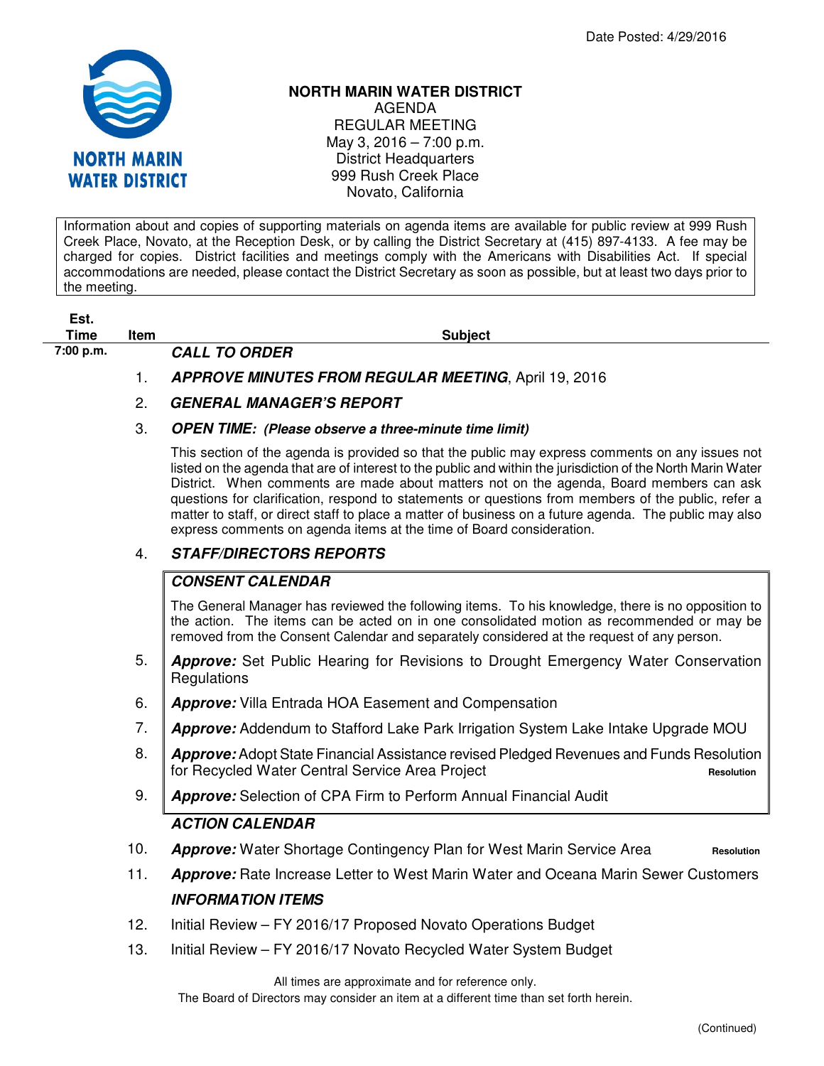Date Posted: 4/29/2016

NORTH MARIN WATER DISTRICT

# NORTH MARIN WATER DISTRICT

AGENDA
REGULAR MEETING
May 3, 2016 – 7:00 p.m.
District Headquarters
999 Rush Creek Place
Novato, California

Information about and copies of supporting materials on agenda items are available for public review at 999 Rush Creek Place, Novato, at the Reception Desk, or by calling the District Secretary at (415) 897-4133. A fee may be charged for copies. District facilities and meetings comply with the Americans with Disabilities Act. If special accommodations are needed, please contact the District Secretary as soon as possible, but at least two days prior to the meeting.

| Est. Time | Item | Subject |
|---|---|---|
| 7:00 p.m. | | ***CALL TO ORDER*** |
| | 1. | ***APPROVE MINUTES FROM REGULAR MEETING***, April 19, 2016 |
| | 2. | ***GENERAL MANAGER'S REPORT*** |
| | 3. | ***OPEN TIME:*** ***(Please observe a three-minute time limit)*** |

This section of the agenda is provided so that the public may express comments on any issues not listed on the agenda that are of interest to the public and within the jurisdiction of the North Marin Water District. When comments are made about matters not on the agenda, Board members can ask questions for clarification, respond to statements or questions from members of the public, refer a matter to staff, or direct staff to place a matter of business on a future agenda. The public may also express comments on agenda items at the time of Board consideration.

4. ***STAFF/DIRECTORS REPORTS***

***CONSENT CALENDAR***

The General Manager has reviewed the following items. To his knowledge, there is no opposition to the action. The items can be acted on in one consolidated motion as recommended or may be removed from the Consent Calendar and separately considered at the request of any person.

5. ***Approve:*** Set Public Hearing for Revisions to Drought Emergency Water Conservation Regulations
6. ***Approve:*** Villa Entrada HOA Easement and Compensation
7. ***Approve:*** Addendum to Stafford Lake Park Irrigation System Lake Intake Upgrade MOU
8. ***Approve:*** Adopt State Financial Assistance revised Pledged Revenues and Funds Resolution for Recycled Water Central Service Area Project — **Resolution**
9. ***Approve:*** Selection of CPA Firm to Perform Annual Financial Audit

***ACTION CALENDAR***

10. ***Approve:*** Water Shortage Contingency Plan for West Marin Service Area — **Resolution**
11. ***Approve:*** Rate Increase Letter to West Marin Water and Oceana Marin Sewer Customers

***INFORMATION ITEMS***

12. Initial Review – FY 2016/17 Proposed Novato Operations Budget
13. Initial Review – FY 2016/17 Novato Recycled Water System Budget

All times are approximate and for reference only.
The Board of Directors may consider an item at a different time than set forth herein.

(Continued)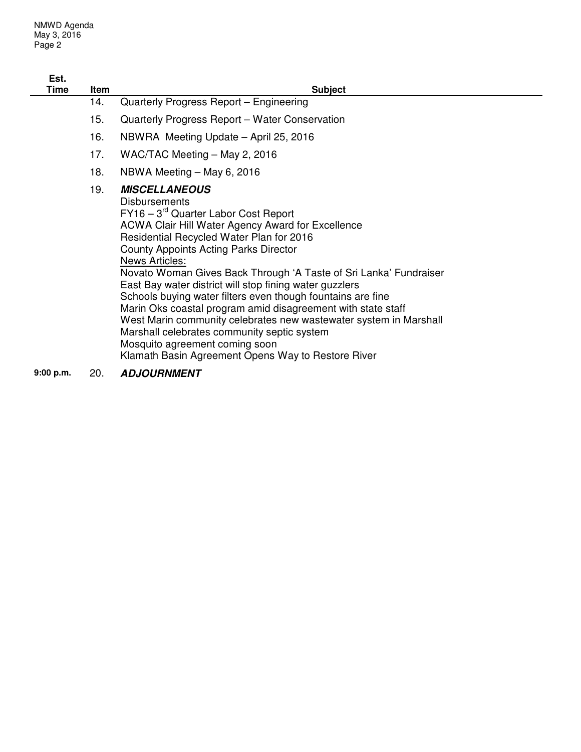| Est. Time | Item | Subject |
| --- | --- | --- |
| | 14. | Quarterly Progress Report – Engineering |
| | 15. | Quarterly Progress Report – Water Conservation |
| | 16. | NBWRA Meeting Update – April 25, 2016 |
| | 17. | WAC/TAC Meeting – May 2, 2016 |
| | 18. | NBWA Meeting – May 6, 2016 |
| | 19. | ***MISCELLANEOUS***<br>Disbursements<br>FY16 – 3rd Quarter Labor Cost Report<br>ACWA Clair Hill Water Agency Award for Excellence<br>Residential Recycled Water Plan for 2016<br>County Appoints Acting Parks Director<br>News Articles:<br>Novato Woman Gives Back Through 'A Taste of Sri Lanka' Fundraiser<br>East Bay water district will stop fining water guzzlers<br>Schools buying water filters even though fountains are fine<br>Marin Oks coastal program amid disagreement with state staff<br>West Marin community celebrates new wastewater system in Marshall<br>Marshall celebrates community septic system<br>Mosquito agreement coming soon<br>Klamath Basin Agreement Opens Way to Restore River |
| **9:00 p.m.** | 20. | ***ADJOURNMENT*** |